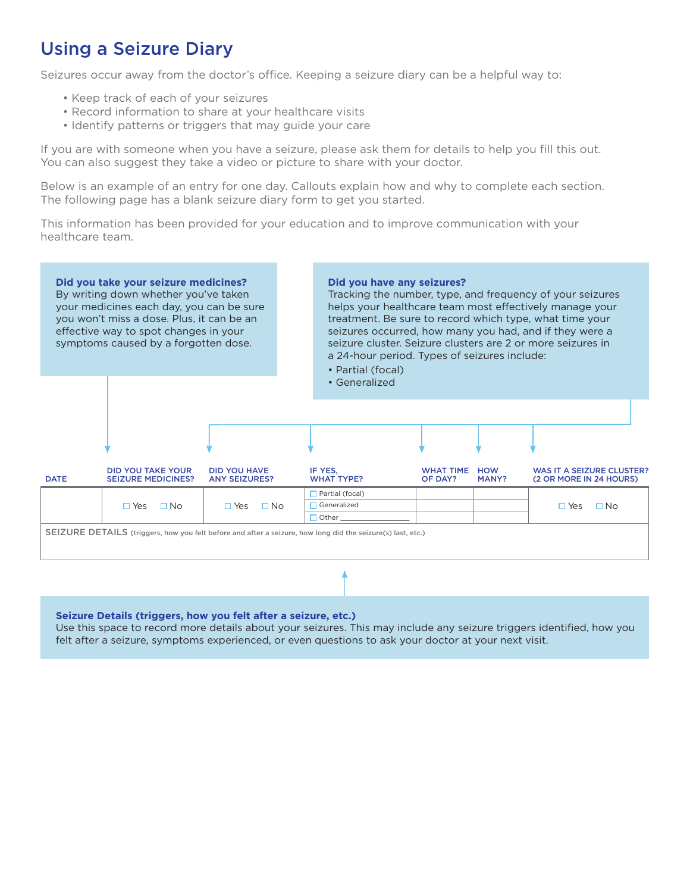# Using a Seizure Diary

Seizures occur away from the doctor's office. Keeping a seizure diary can be a helpful way to:

- Keep track of each of your seizures
- Record information to share at your healthcare visits
- Identify patterns or triggers that may guide your care

If you are with someone when you have a seizure, please ask them for details to help you fill this out. You can also suggest they take a video or picture to share with your doctor.

Below is an example of an entry for one day. Callouts explain how and why to complete each section. The following page has a blank seizure diary form to get you started.

This information has been provided for your education and to improve communication with your healthcare team.

**Did you take your seizure medicines?**
By writing down whether you've taken your medicines each day, you can be sure you won't miss a dose. Plus, it can be an effective way to spot changes in your symptoms caused by a forgotten dose.

**Did you have any seizures?**
Tracking the number, type, and frequency of your seizures helps your healthcare team most effectively manage your treatment. Be sure to record which type, what time your seizures occurred, how many you had, and if they were a seizure cluster. Seizure clusters are 2 or more seizures in a 24-hour period. Types of seizures include:

- Partial (focal)
- Generalized

| DATE | DID YOU TAKE YOUR SEIZURE MEDICINES? | DID YOU HAVE ANY SEIZURES? | IF YES, WHAT TYPE? | WHAT TIME OF DAY? | HOW MANY? | WAS IT A SEIZURE CLUSTER? (2 OR MORE IN 24 HOURS) |
|---|---|---|---|---|---|---|
| | ☐ Yes ☐ No | ☐ Yes ☐ No | ☐ Partial (focal) | | | ☐ Yes ☐ No |
| | | | ☐ Generalized | | | |
| | | | ☐ Other ________ | | | |

SEIZURE DETAILS (triggers, how you felt before and after a seizure, how long did the seizure(s) last, etc.)

**Seizure Details (triggers, how you felt after a seizure, etc.)**
Use this space to record more details about your seizures. This may include any seizure triggers identified, how you felt after a seizure, symptoms experienced, or even questions to ask your doctor at your next visit.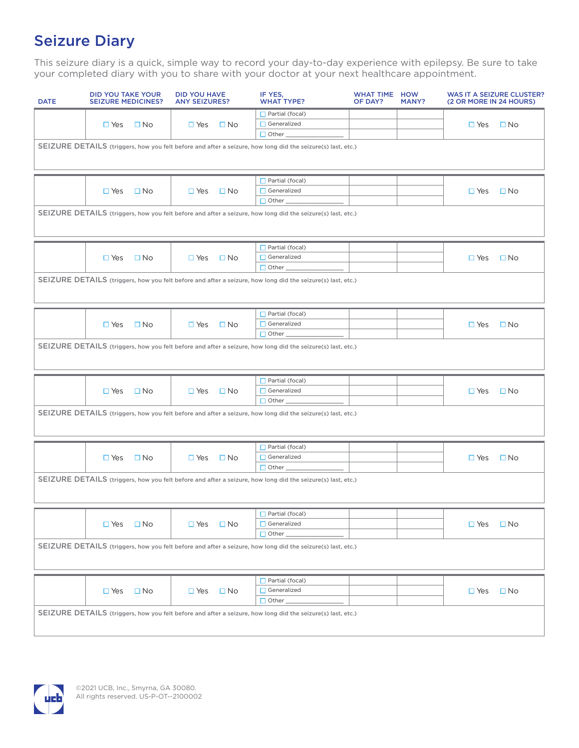# Seizure Diary

This seizure diary is a quick, simple way to record your day-to-day experience with epilepsy. Be sure to take your completed diary with you to share with your doctor at your next healthcare appointment.

| DATE | DID YOU TAKE YOUR SEIZURE MEDICINES? | DID YOU HAVE ANY SEIZURES? | IF YES, WHAT TYPE? | WHAT TIME OF DAY? | HOW MANY? | WAS IT A SEIZURE CLUSTER? (2 OR MORE IN 24 HOURS) |
|---|---|---|---|---|---|---|
| | ☐ Yes ☐ No | ☐ Yes ☐ No | ☐ Partial (focal) | | | ☐ Yes ☐ No |
| | | | ☐ Generalized | | | |
| | | | ☐ Other ___ | | | |
| SEIZURE DETAILS (triggers, how you felt before and after a seizure, how long did the seizure(s) last, etc.) | | | | | | |
| | ☐ Yes ☐ No | ☐ Yes ☐ No | ☐ Partial (focal) | | | ☐ Yes ☐ No |
| | | | ☐ Generalized | | | |
| | | | ☐ Other ___ | | | |
| SEIZURE DETAILS (triggers, how you felt before and after a seizure, how long did the seizure(s) last, etc.) | | | | | | |
| | ☐ Yes ☐ No | ☐ Yes ☐ No | ☐ Partial (focal) | | | ☐ Yes ☐ No |
| | | | ☐ Generalized | | | |
| | | | ☐ Other ___ | | | |
| SEIZURE DETAILS (triggers, how you felt before and after a seizure, how long did the seizure(s) last, etc.) | | | | | | |
| | ☐ Yes ☐ No | ☐ Yes ☐ No | ☐ Partial (focal) | | | ☐ Yes ☐ No |
| | | | ☐ Generalized | | | |
| | | | ☐ Other ___ | | | |
| SEIZURE DETAILS (triggers, how you felt before and after a seizure, how long did the seizure(s) last, etc.) | | | | | | |
| | ☐ Yes ☐ No | ☐ Yes ☐ No | ☐ Partial (focal) | | | ☐ Yes ☐ No |
| | | | ☐ Generalized | | | |
| | | | ☐ Other ___ | | | |
| SEIZURE DETAILS (triggers, how you felt before and after a seizure, how long did the seizure(s) last, etc.) | | | | | | |
| | ☐ Yes ☐ No | ☐ Yes ☐ No | ☐ Partial (focal) | | | ☐ Yes ☐ No |
| | | | ☐ Generalized | | | |
| | | | ☐ Other ___ | | | |
| SEIZURE DETAILS (triggers, how you felt before and after a seizure, how long did the seizure(s) last, etc.) | | | | | | |
| | ☐ Yes ☐ No | ☐ Yes ☐ No | ☐ Partial (focal) | | | ☐ Yes ☐ No |
| | | | ☐ Generalized | | | |
| | | | ☐ Other ___ | | | |
| SEIZURE DETAILS (triggers, how you felt before and after a seizure, how long did the seizure(s) last, etc.) | | | | | | |
| | ☐ Yes ☐ No | ☐ Yes ☐ No | ☐ Partial (focal) | | | ☐ Yes ☐ No |
| | | | ☐ Generalized | | | |
| | | | ☐ Other ___ | | | |
| SEIZURE DETAILS (triggers, how you felt before and after a seizure, how long did the seizure(s) last, etc.) | | | | | | |

©2021 UCB, Inc., Smyrna, GA 30080.
All rights reserved. US-P-OT--2100002